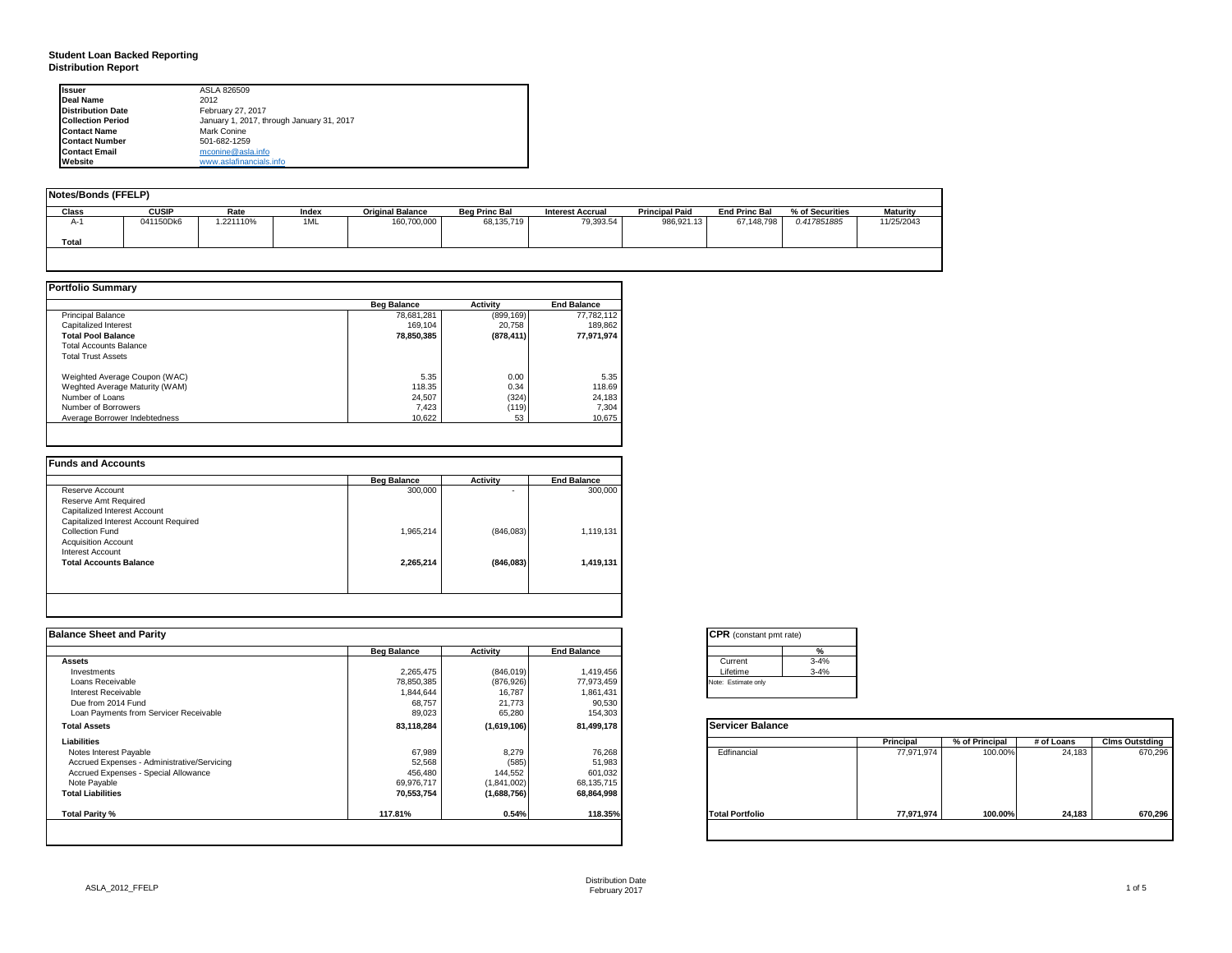**Student Loan Backed Reporting**
**Distribution Report**

| | |
|---|---|
| **Issuer** | ASLA 826509 |
| **Deal Name** | 2012 |
| **Distribution Date** | February 27, 2017 |
| **Collection Period** | January 1, 2017, through January 31, 2017 |
| **Contact Name** | Mark Conine |
| **Contact Number** | 501-682-1259 |
| **Contact Email** | mconine@asla.info |
| **Website** | www.aslafinancials.info |

**Notes/Bonds (FFELP)**

| Class | CUSIP | Rate | Index | Original Balance | Beg Princ Bal | Interest Accrual | Principal Paid | End Princ Bal | % of Securities | Maturity |
|---|---|---|---|---|---|---|---|---|---|---|
| A-1 | 041150Dk6 | 1.221110% | 1ML | 160,700,000 | 68,135,719 | 79,393.54 | 986,921.13 | 67,148,798 | *0.417851885* | 11/25/2043 |
| **Total** | | | | | | | | | | |

**Portfolio Summary**

| | Beg Balance | Activity | End Balance |
|---|---|---|---|
| Principal Balance | 78,681,281 | (899,169) | 77,782,112 |
| Capitalized Interest | 169,104 | 20,758 | 189,862 |
| **Total Pool Balance** | **78,850,385** | **(878,411)** | **77,971,974** |
| Total Accounts Balance | | | |
| Total Trust Assets | | | |
| | | | |
| Weighted Average Coupon (WAC) | 5.35 | 0.00 | 5.35 |
| Weghted Average Maturity (WAM) | 118.35 | 0.34 | 118.69 |
| Number of Loans | 24,507 | (324) | 24,183 |
| Number of Borrowers | 7,423 | (119) | 7,304 |
| Average Borrower Indebtedness | 10,622 | 53 | 10,675 |

**Funds and Accounts**

| | Beg Balance | Activity | End Balance |
|---|---|---|---|
| Reserve Account | 300,000 | - | 300,000 |
| Reserve Amt Required | | | |
| Capitalized Interest Account | | | |
| Capitalized Interest Account Required | | | |
| Collection Fund | 1,965,214 | (846,083) | 1,119,131 |
| Acquisition Account | | | |
| Interest Account | | | |
| **Total Accounts Balance** | **2,265,214** | **(846,083)** | **1,419,131** |

**Balance Sheet and Parity**

| | Beg Balance | Activity | End Balance |
|---|---|---|---|
| **Assets** | | | |
| Investments | 2,265,475 | (846,019) | 1,419,456 |
| Loans Receivable | 78,850,385 | (876,926) | 77,973,459 |
| Interest Receivable | 1,844,644 | 16,787 | 1,861,431 |
| Due from 2014 Fund | 68,757 | 21,773 | 90,530 |
| Loan Payments from Servicer Receivable | 89,023 | 65,280 | 154,303 |
| **Total Assets** | **83,118,284** | **(1,619,106)** | **81,499,178** |
| **Liabilities** | | | |
| Notes Interest Payable | 67,989 | 8,279 | 76,268 |
| Accrued Expenses - Administrative/Servicing | 52,568 | (585) | 51,983 |
| Accrued Expenses - Special Allowance | 456,480 | 144,552 | 601,032 |
| Note Payable | 69,976,717 | (1,841,002) | 68,135,715 |
| **Total Liabilities** | **70,553,754** | **(1,688,756)** | **68,864,998** |
| | | | |
| **Total Parity %** | **117.81%** | **0.54%** | **118.35%** |

**CPR** (constant pmt rate)

| | % |
|---|---|
| Current | 3-4% |
| Lifetime | 3-4% |

Note: Estimate only

**Servicer Balance**

| | Principal | % of Principal | # of Loans | Clms Outstding |
|---|---|---|---|---|
| Edfinancial | 77,971,974 | 100.00% | 24,183 | 670,296 |
| **Total Portfolio** | **77,971,974** | **100.00%** | **24,183** | **670,296** |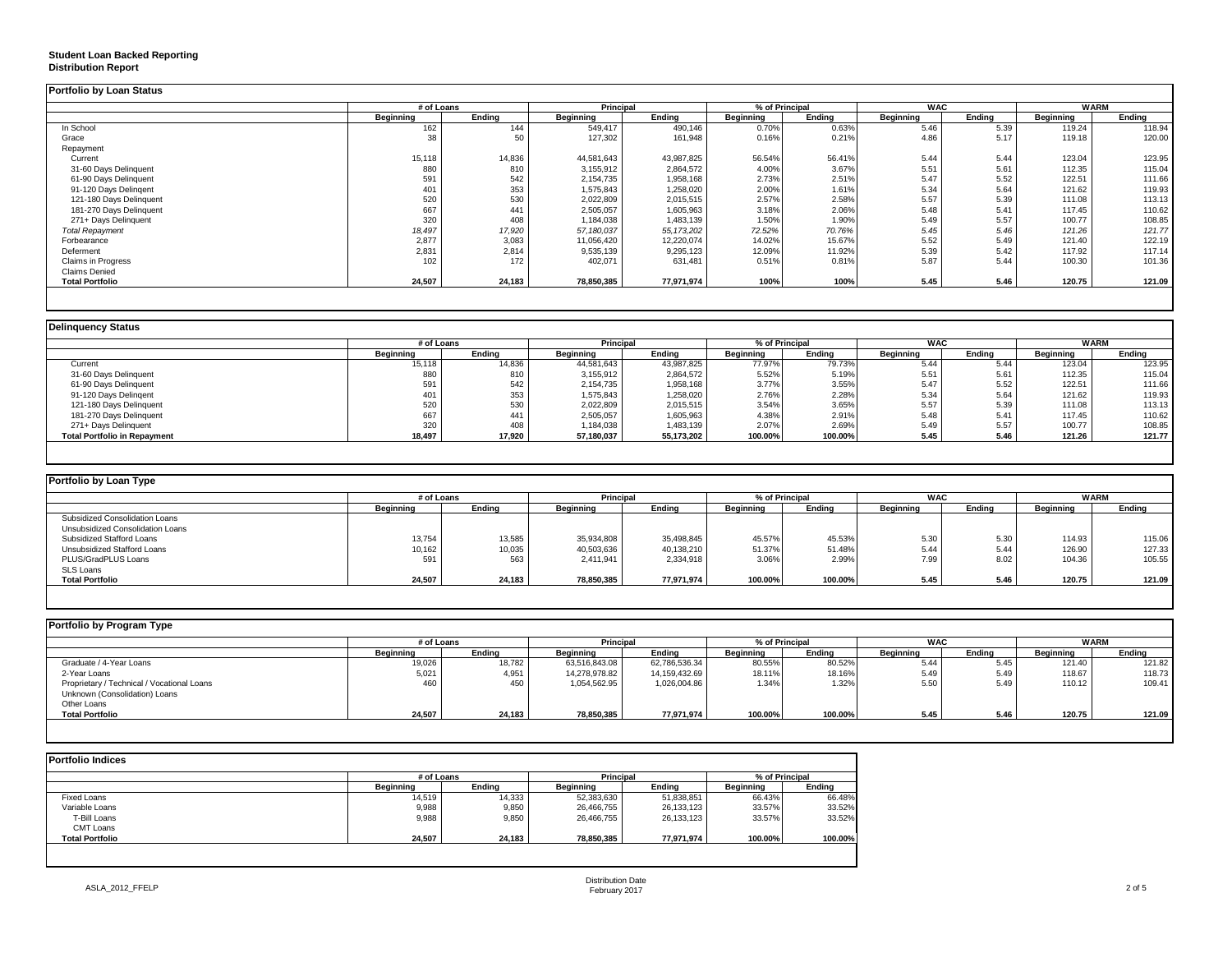**Student Loan Backed Reporting**
**Distribution Report**

### Portfolio by Loan Status

| | # of Loans | | Principal | | % of Principal | | WAC | | WARM | |
|---|---|---|---|---|---|---|---|---|---|---|
| | Beginning | Ending | Beginning | Ending | Beginning | Ending | Beginning | Ending | Beginning | Ending |
| In School | 162 | 144 | 549,417 | 490,146 | 0.70% | 0.63% | 5.46 | 5.39 | 119.24 | 118.94 |
| Grace | 38 | 50 | 127,302 | 161,948 | 0.16% | 0.21% | 4.86 | 5.17 | 119.18 | 120.00 |
| Repayment | | | | | | | | | | |
| Current | 15,118 | 14,836 | 44,581,643 | 43,987,825 | 56.54% | 56.41% | 5.44 | 5.44 | 123.04 | 123.95 |
| 31-60 Days Delinquent | 880 | 810 | 3,155,912 | 2,864,572 | 4.00% | 3.67% | 5.51 | 5.61 | 112.35 | 115.04 |
| 61-90 Days Delinquent | 591 | 542 | 2,154,735 | 1,958,168 | 2.73% | 2.51% | 5.47 | 5.52 | 122.51 | 111.66 |
| 91-120 Days Delinqent | 401 | 353 | 1,575,843 | 1,258,020 | 2.00% | 1.61% | 5.34 | 5.64 | 121.62 | 119.93 |
| 121-180 Days Delinquent | 520 | 530 | 2,022,809 | 2,015,515 | 2.57% | 2.58% | 5.57 | 5.39 | 111.08 | 113.13 |
| 181-270 Days Delinquent | 667 | 441 | 2,505,057 | 1,605,963 | 3.18% | 2.06% | 5.48 | 5.41 | 117.45 | 110.62 |
| 271+ Days Delinquent | 320 | 408 | 1,184,038 | 1,483,139 | 1.50% | 1.90% | 5.49 | 5.57 | 100.77 | 108.85 |
| *Total Repayment* | *18,497* | *17,920* | *57,180,037* | *55,173,202* | *72.52%* | *70.76%* | *5.45* | *5.46* | *121.26* | *121.77* |
| Forbearance | 2,877 | 3,083 | 11,056,420 | 12,220,074 | 14.02% | 15.67% | 5.52 | 5.49 | 121.40 | 122.19 |
| Deferment | 2,831 | 2,814 | 9,535,139 | 9,295,123 | 12.09% | 11.92% | 5.39 | 5.42 | 117.92 | 117.14 |
| Claims in Progress | 102 | 172 | 402,071 | 631,481 | 0.51% | 0.81% | 5.87 | 5.44 | 100.30 | 101.36 |
| Claims Denied | | | | | | | | | | |
| **Total Portfolio** | **24,507** | **24,183** | **78,850,385** | **77,971,974** | **100%** | **100%** | **5.45** | **5.46** | **120.75** | **121.09** |

### Delinquency Status

| | # of Loans | | Principal | | % of Principal | | WAC | | WARM | |
|---|---|---|---|---|---|---|---|---|---|---|
| | Beginning | Ending | Beginning | Ending | Beginning | Ending | Beginning | Ending | Beginning | Ending |
| Current | 15,118 | 14,836 | 44,581,643 | 43,987,825 | 77.97% | 79.73% | 5.44 | 5.44 | 123.04 | 123.95 |
| 31-60 Days Delinquent | 880 | 810 | 3,155,912 | 2,864,572 | 5.52% | 5.19% | 5.51 | 5.61 | 112.35 | 115.04 |
| 61-90 Days Delinquent | 591 | 542 | 2,154,735 | 1,958,168 | 3.77% | 3.55% | 5.47 | 5.52 | 122.51 | 111.66 |
| 91-120 Days Delinqent | 401 | 353 | 1,575,843 | 1,258,020 | 2.76% | 2.28% | 5.34 | 5.64 | 121.62 | 119.93 |
| 121-180 Days Delinquent | 520 | 530 | 2,022,809 | 2,015,515 | 3.54% | 3.65% | 5.57 | 5.39 | 111.08 | 113.13 |
| 181-270 Days Delinquent | 667 | 441 | 2,505,057 | 1,605,963 | 4.38% | 2.91% | 5.48 | 5.41 | 117.45 | 110.62 |
| 271+ Days Delinquent | 320 | 408 | 1,184,038 | 1,483,139 | 2.07% | 2.69% | 5.49 | 5.57 | 100.77 | 108.85 |
| **Total Portfolio in Repayment** | **18,497** | **17,920** | **57,180,037** | **55,173,202** | **100.00%** | **100.00%** | **5.45** | **5.46** | **121.26** | **121.77** |

### Portfolio by Loan Type

| | # of Loans | | Principal | | % of Principal | | WAC | | WARM | |
|---|---|---|---|---|---|---|---|---|---|---|
| | Beginning | Ending | Beginning | Ending | Beginning | Ending | Beginning | Ending | Beginning | Ending |
| Subsidized Consolidation Loans | | | | | | | | | | |
| Unsubsidized Consolidation Loans | | | | | | | | | | |
| Subsidized Stafford Loans | 13,754 | 13,585 | 35,934,808 | 35,498,845 | 45.57% | 45.53% | 5.30 | 5.30 | 114.93 | 115.06 |
| Unsubsidized Stafford Loans | 10,162 | 10,035 | 40,503,636 | 40,138,210 | 51.37% | 51.48% | 5.44 | 5.44 | 126.90 | 127.33 |
| PLUS/GradPLUS Loans | 591 | 563 | 2,411,941 | 2,334,918 | 3.06% | 2.99% | 7.99 | 8.02 | 104.36 | 105.55 |
| SLS Loans | | | | | | | | | | |
| **Total Portfolio** | **24,507** | **24,183** | **78,850,385** | **77,971,974** | **100.00%** | **100.00%** | **5.45** | **5.46** | **120.75** | **121.09** |

### Portfolio by Program Type

| | # of Loans | | Principal | | % of Principal | | WAC | | WARM | |
|---|---|---|---|---|---|---|---|---|---|---|
| | Beginning | Ending | Beginning | Ending | Beginning | Ending | Beginning | Ending | Beginning | Ending |
| Graduate / 4-Year Loans | 19,026 | 18,782 | 63,516,843.08 | 62,786,536.34 | 80.55% | 80.52% | 5.44 | 5.45 | 121.40 | 121.82 |
| 2-Year Loans | 5,021 | 4,951 | 14,278,978.82 | 14,159,432.69 | 18.11% | 18.16% | 5.49 | 5.49 | 118.67 | 118.73 |
| Proprietary / Technical / Vocational Loans | 460 | 450 | 1,054,562.95 | 1,026,004.86 | 1.34% | 1.32% | 5.50 | 5.49 | 110.12 | 109.41 |
| Unknown (Consolidation) Loans | | | | | | | | | | |
| Other Loans | | | | | | | | | | |
| **Total Portfolio** | **24,507** | **24,183** | **78,850,385** | **77,971,974** | **100.00%** | **100.00%** | **5.45** | **5.46** | **120.75** | **121.09** |

### Portfolio Indices

| | # of Loans | | Principal | | % of Principal | |
|---|---|---|---|---|---|---|
| | Beginning | Ending | Beginning | Ending | Beginning | Ending |
| Fixed Loans | 14,519 | 14,333 | 52,383,630 | 51,838,851 | 66.43% | 66.48% |
| Variable Loans | 9,988 | 9,850 | 26,466,755 | 26,133,123 | 33.57% | 33.52% |
| T-Bill Loans | 9,988 | 9,850 | 26,466,755 | 26,133,123 | 33.57% | 33.52% |
| CMT Loans | | | | | | |
| **Total Portfolio** | **24,507** | **24,183** | **78,850,385** | **77,971,974** | **100.00%** | **100.00%** |

ASLA_2012_FFELP

Distribution Date
February 2017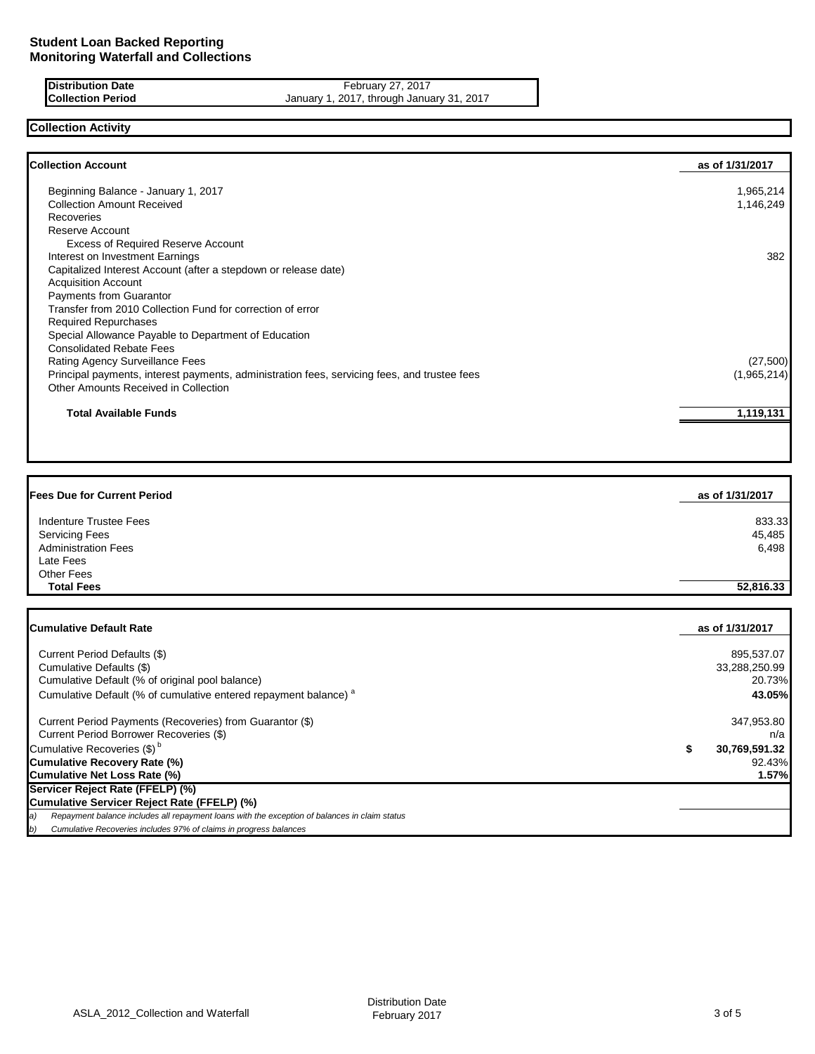**Student Loan Backed Reporting**
**Monitoring Waterfall and Collections**

| | |
|---|---|
| **Distribution Date** | February 27, 2017 |
| **Collection Period** | January 1, 2017, through January 31, 2017 |

## Collection Activity

| **Collection Account** | **as of 1/31/2017** |
|---|---|
| Beginning Balance - January 1, 2017 | 1,965,214 |
| Collection Amount Received | 1,146,249 |
| Recoveries | |
| Reserve Account | |
| Excess of Required Reserve Account | |
| Interest on Investment Earnings | 382 |
| Capitalized Interest Account (after a stepdown or release date) | |
| Acquisition Account | |
| Payments from Guarantor | |
| Transfer from 2010 Collection Fund for correction of error | |
| Required Repurchases | |
| Special Allowance Payable to Department of Education | |
| Consolidated Rebate Fees | |
| Rating Agency Surveillance Fees | (27,500) |
| Principal payments, interest payments, administration fees, servicing fees, and trustee fees | (1,965,214) |
| Other Amounts Received in Collection | |
| **Total Available Funds** | **1,119,131** |

| **Fees Due for Current Period** | **as of 1/31/2017** |
|---|---|
| Indenture Trustee Fees | 833.33 |
| Servicing Fees | 45,485 |
| Administration Fees | 6,498 |
| Late Fees | |
| Other Fees | |
| **Total Fees** | **52,816.33** |

| **Cumulative Default Rate** | **as of 1/31/2017** |
|---|---|
| Current Period Defaults ($) | 895,537.07 |
| Cumulative Defaults ($) | 33,288,250.99 |
| Cumulative Default (% of original pool balance) | 20.73% |
| Cumulative Default (% of cumulative entered repayment balance) [a] | **43.05%** |
| Current Period Payments (Recoveries) from Guarantor ($) | 347,953.80 |
| Current Period Borrower Recoveries ($) | n/a |
| Cumulative Recoveries ($) [b] | **$ 30,769,591.32** |
| **Cumulative Recovery Rate (%)** | 92.43% |
| **Cumulative Net Loss Rate (%)** | **1.57%** |
| **Servicer Reject Rate (FFELP) (%)** | |
| **Cumulative Servicer Reject Rate (FFELP) (%)** | |

*a) Repayment balance includes all repayment loans with the exception of balances in claim status*

*b) Cumulative Recoveries includes 97% of claims in progress balances*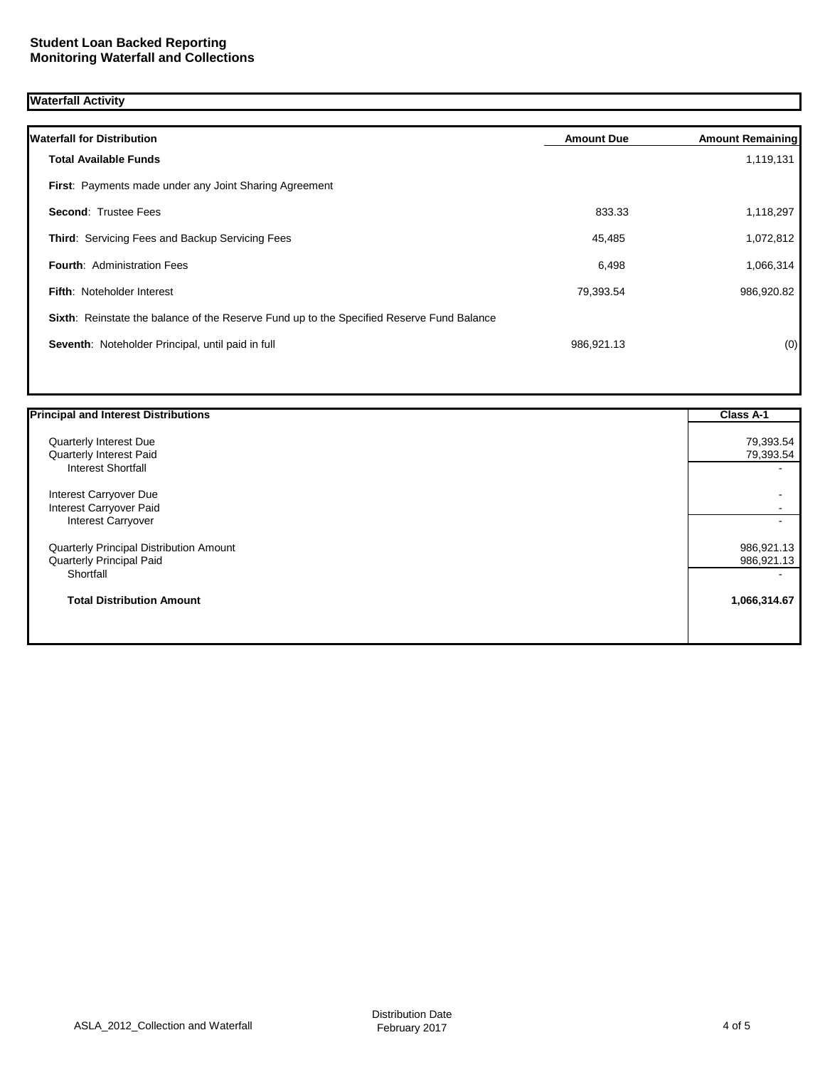**Student Loan Backed Reporting**
**Monitoring Waterfall and Collections**

## Waterfall Activity

| Waterfall for Distribution | Amount Due | Amount Remaining |
|---|---|---|
| **Total Available Funds** | | 1,119,131 |
| **First**: Payments made under any Joint Sharing Agreement | | |
| **Second**: Trustee Fees | 833.33 | 1,118,297 |
| **Third**: Servicing Fees and Backup Servicing Fees | 45,485 | 1,072,812 |
| **Fourth**: Administration Fees | 6,498 | 1,066,314 |
| **Fifth**: Noteholder Interest | 79,393.54 | 986,920.82 |
| **Sixth**: Reinstate the balance of the Reserve Fund up to the Specified Reserve Fund Balance | | |
| **Seventh**: Noteholder Principal, until paid in full | 986,921.13 | (0) |

| Principal and Interest Distributions | Class A-1 |
|---|---|
| Quarterly Interest Due | 79,393.54 |
| Quarterly Interest Paid | 79,393.54 |
| Interest Shortfall | - |
| Interest Carryover Due | - |
| Interest Carryover Paid | - |
| Interest Carryover | - |
| Quarterly Principal Distribution Amount | 986,921.13 |
| Quarterly Principal Paid | 986,921.13 |
| Shortfall | - |
| **Total Distribution Amount** | **1,066,314.67** |

ASLA_2012_Collection and Waterfall

Distribution Date
February 2017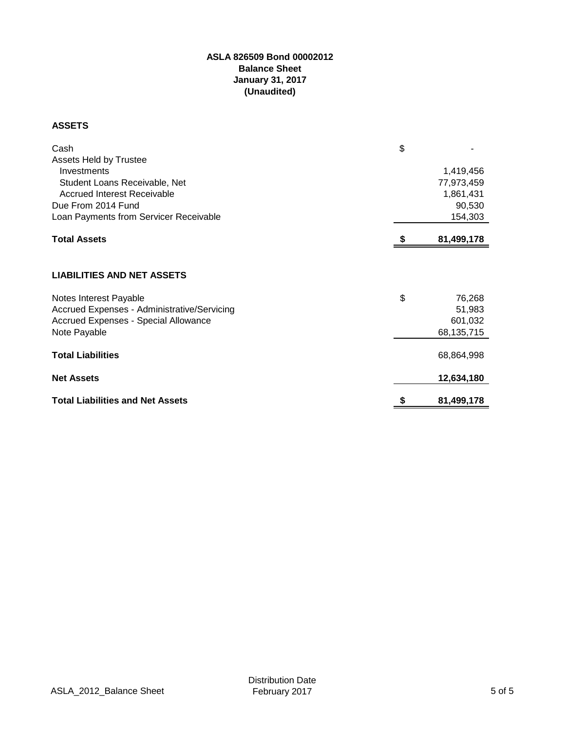**ASLA 826509 Bond 00002012**
**Balance Sheet**
**January 31, 2017**
**(Unaudited)**

## ASSETS

| | | |
|---|---|---|
| Cash | $ | - |
| Assets Held by Trustee | | |
| Investments | | 1,419,456 |
| Student Loans Receivable, Net | | 77,973,459 |
| Accrued Interest Receivable | | 1,861,431 |
| Due From 2014 Fund | | 90,530 |
| Loan Payments from Servicer Receivable | | 154,303 |
| **Total Assets** | **$** | **81,499,178** |

## LIABILITIES AND NET ASSETS

| | | |
|---|---|---|
| Notes Interest Payable | $ | 76,268 |
| Accrued Expenses - Administrative/Servicing | | 51,983 |
| Accrued Expenses - Special Allowance | | 601,032 |
| Note Payable | | 68,135,715 |
| **Total Liabilities** | | 68,864,998 |
| **Net Assets** | | **12,634,180** |
| **Total Liabilities and Net Assets** | **$** | **81,499,178** |

ASLA_2012_Balance Sheet

Distribution Date
February 2017